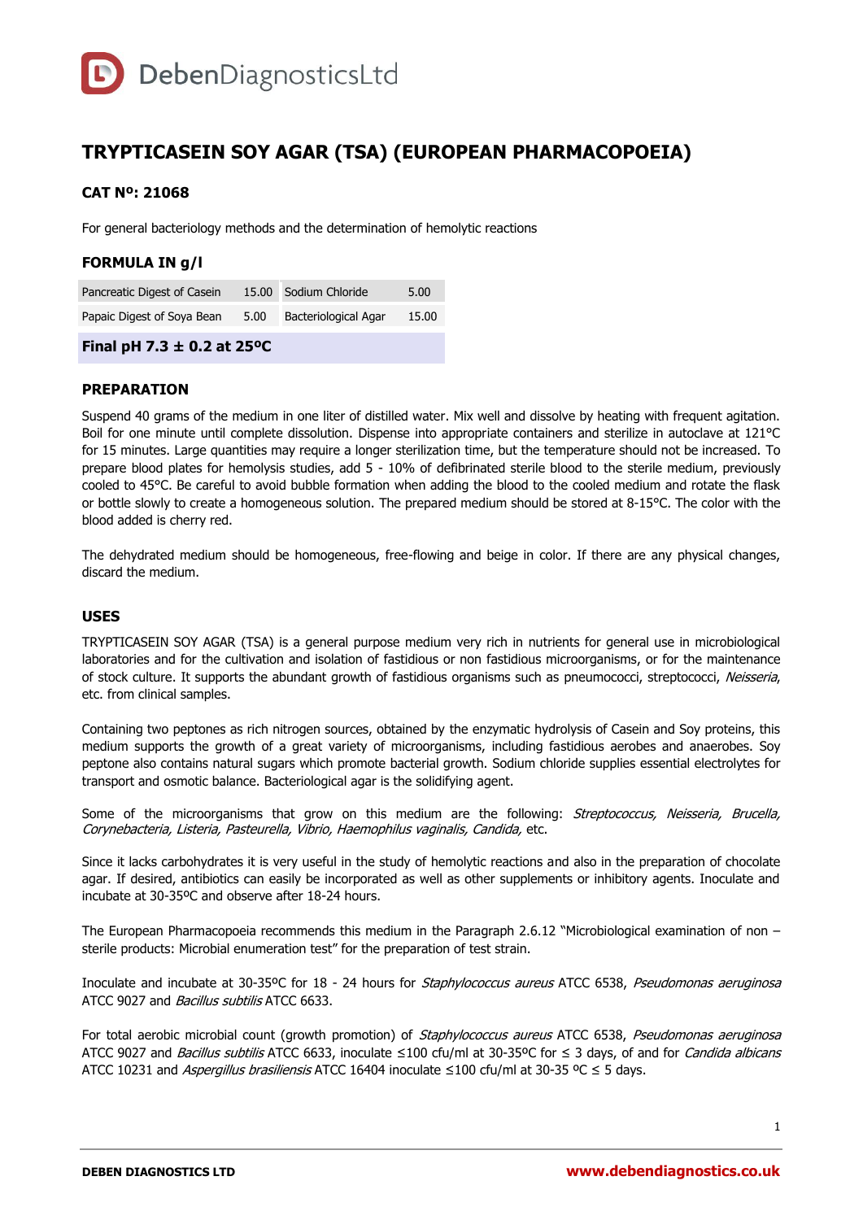# TRYPTICASEIN SOY AGAR (TSA) (EUROPEAN PHARMACOPOEIA)

## CAT Nº: 21068

For general bacteriology methods and the determination of hemolytic reactions

## FORMULA IN g/l

| | | | |
|---|---|---|---|
| Pancreatic Digest of Casein | 15.00 | Sodium Chloride | 5.00 |
| Papaic Digest of Soya Bean | 5.00 | Bacteriological Agar | 15.00 |

**Final pH 7.3 ± 0.2 at 25ºC**

## PREPARATION

Suspend 40 grams of the medium in one liter of distilled water. Mix well and dissolve by heating with frequent agitation. Boil for one minute until complete dissolution. Dispense into appropriate containers and sterilize in autoclave at 121°C for 15 minutes. Large quantities may require a longer sterilization time, but the temperature should not be increased. To prepare blood plates for hemolysis studies, add 5 - 10% of defibrinated sterile blood to the sterile medium, previously cooled to 45°C. Be careful to avoid bubble formation when adding the blood to the cooled medium and rotate the flask or bottle slowly to create a homogeneous solution. The prepared medium should be stored at 8-15°C. The color with the blood added is cherry red.

The dehydrated medium should be homogeneous, free-flowing and beige in color. If there are any physical changes, discard the medium.

## USES

TRYPTICASEIN SOY AGAR (TSA) is a general purpose medium very rich in nutrients for general use in microbiological laboratories and for the cultivation and isolation of fastidious or non fastidious microorganisms, or for the maintenance of stock culture. It supports the abundant growth of fastidious organisms such as pneumococci, streptococci, *Neisseria*, etc. from clinical samples.

Containing two peptones as rich nitrogen sources, obtained by the enzymatic hydrolysis of Casein and Soy proteins, this medium supports the growth of a great variety of microorganisms, including fastidious aerobes and anaerobes. Soy peptone also contains natural sugars which promote bacterial growth. Sodium chloride supplies essential electrolytes for transport and osmotic balance. Bacteriological agar is the solidifying agent.

Some of the microorganisms that grow on this medium are the following: *Streptococcus, Neisseria, Brucella, Corynebacteria, Listeria, Pasteurella, Vibrio, Haemophilus vaginalis, Candida,* etc.

Since it lacks carbohydrates it is very useful in the study of hemolytic reactions and also in the preparation of chocolate agar. If desired, antibiotics can easily be incorporated as well as other supplements or inhibitory agents. Inoculate and incubate at 30-35ºC and observe after 18-24 hours.

The European Pharmacopoeia recommends this medium in the Paragraph 2.6.12 "Microbiological examination of non – sterile products: Microbial enumeration test" for the preparation of test strain.

Inoculate and incubate at 30-35ºC for 18 - 24 hours for *Staphylococcus aureus* ATCC 6538, *Pseudomonas aeruginosa* ATCC 9027 and *Bacillus subtilis* ATCC 6633.

For total aerobic microbial count (growth promotion) of *Staphylococcus aureus* ATCC 6538, *Pseudomonas aeruginosa* ATCC 9027 and *Bacillus subtilis* ATCC 6633, inoculate ≤100 cfu/ml at 30-35ºC for ≤ 3 days, of and for *Candida albicans* ATCC 10231 and *Aspergillus brasiliensis* ATCC 16404 inoculate ≤100 cfu/ml at 30-35 ºC ≤ 5 days.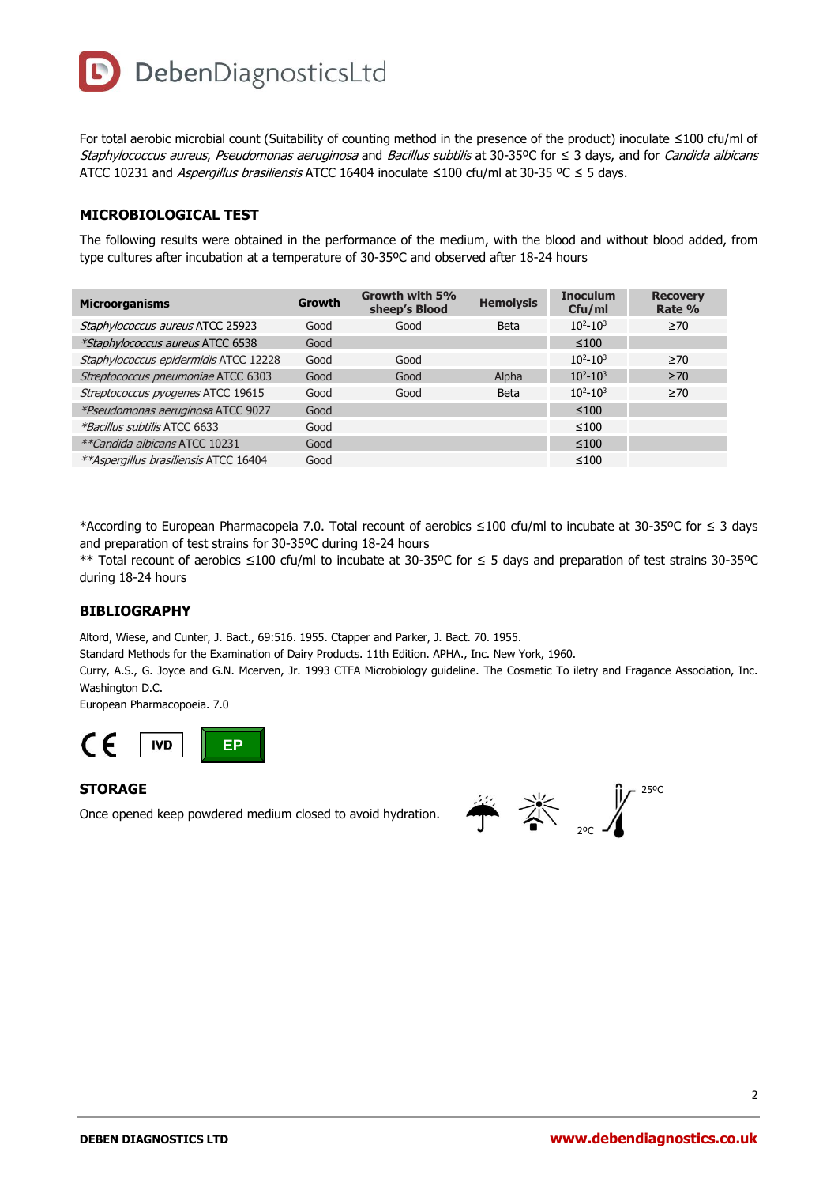For total aerobic microbial count (Suitability of counting method in the presence of the product) inoculate ≤100 cfu/ml of *Staphylococcus aureus*, *Pseudomonas aeruginosa* and *Bacillus subtilis* at 30-35ºC for ≤ 3 days, and for *Candida albicans* ATCC 10231 and *Aspergillus brasiliensis* ATCC 16404 inoculate ≤100 cfu/ml at 30-35 ºC ≤ 5 days.

## MICROBIOLOGICAL TEST

The following results were obtained in the performance of the medium, with the blood and without blood added, from type cultures after incubation at a temperature of 30-35ºC and observed after 18-24 hours

| Microorganisms | Growth | Growth with 5% sheep's Blood | Hemolysis | Inoculum Cfu/ml | Recovery Rate % |
|---|---|---|---|---|---|
| *Staphylococcus aureus* ATCC 25923 | Good | Good | Beta | $10^2$-$10^3$ | ≥70 |
| **Staphylococcus aureus* ATCC 6538 | Good | | | ≤100 | |
| *Staphylococcus epidermidis* ATCC 12228 | Good | Good | | $10^2$-$10^3$ | ≥70 |
| *Streptococcus pneumoniae* ATCC 6303 | Good | Good | Alpha | $10^2$-$10^3$ | ≥70 |
| *Streptococcus pyogenes* ATCC 19615 | Good | Good | Beta | $10^2$-$10^3$ | ≥70 |
| **Pseudomonas aeruginosa* ATCC 9027 | Good | | | ≤100 | |
| **Bacillus subtilis* ATCC 6633 | Good | | | ≤100 | |
| ***Candida albicans* ATCC 10231 | Good | | | ≤100 | |
| ***Aspergillus brasiliensis* ATCC 16404 | Good | | | ≤100 | |

*According to European Pharmacopeia 7.0. Total recount of aerobics ≤100 cfu/ml to incubate at 30-35ºC for ≤ 3 days and preparation of test strains for 30-35ºC during 18-24 hours

** Total recount of aerobics ≤100 cfu/ml to incubate at 30-35ºC for ≤ 5 days and preparation of test strains 30-35ºC during 18-24 hours

## BIBLIOGRAPHY

Altord, Wiese, and Cunter, J. Bact., 69:516. 1955. Ctapper and Parker, J. Bact. 70. 1955.

Standard Methods for the Examination of Dairy Products. 11th Edition. APHA., Inc. New York, 1960.

Curry, A.S., G. Joyce and G.N. Mcerven, Jr. 1993 CTFA Microbiology guideline. The Cosmetic To iletry and Fragance Association, Inc. Washington D.C.

European Pharmacopoeia. 7.0

CE IVD EP

## STORAGE

Once opened keep powdered medium closed to avoid hydration.

2ºC 25ºC